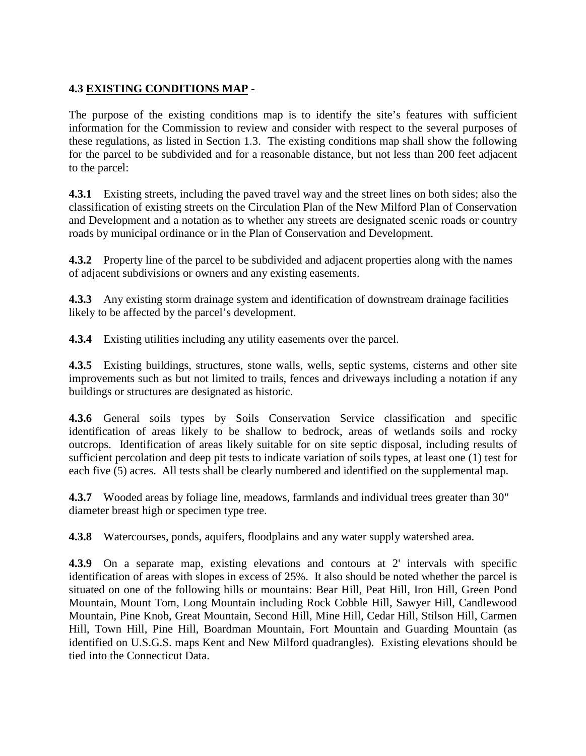## 4.3 <u>EXISTING CONDITIONS MAP</u> -

The purpose of the existing conditions map is to identify the site's features with sufficient information for the Commission to review and consider with respect to the several purposes of these regulations, as listed in Section 1.3. The existing conditions map shall show the following for the parcel to be subdivided and for a reasonable distance, but not less than 200 feet adjacent to the parcel:

**4.3.1** Existing streets, including the paved travel way and the street lines on both sides; also the classification of existing streets on the Circulation Plan of the New Milford Plan of Conservation and Development and a notation as to whether any streets are designated scenic roads or country roads by municipal ordinance or in the Plan of Conservation and Development.

**4.3.2** Property line of the parcel to be subdivided and adjacent properties along with the names of adjacent subdivisions or owners and any existing easements.

**4.3.3** Any existing storm drainage system and identification of downstream drainage facilities likely to be affected by the parcel's development.

**4.3.4** Existing utilities including any utility easements over the parcel.

**4.3.5** Existing buildings, structures, stone walls, wells, septic systems, cisterns and other site improvements such as but not limited to trails, fences and driveways including a notation if any buildings or structures are designated as historic.

**4.3.6** General soils types by Soils Conservation Service classification and specific identification of areas likely to be shallow to bedrock, areas of wetlands soils and rocky outcrops. Identification of areas likely suitable for on site septic disposal, including results of sufficient percolation and deep pit tests to indicate variation of soils types, at least one (1) test for each five (5) acres. All tests shall be clearly numbered and identified on the supplemental map.

**4.3.7** Wooded areas by foliage line, meadows, farmlands and individual trees greater than 30" diameter breast high or specimen type tree.

**4.3.8** Watercourses, ponds, aquifers, floodplains and any water supply watershed area.

**4.3.9** On a separate map, existing elevations and contours at 2' intervals with specific identification of areas with slopes in excess of 25%. It also should be noted whether the parcel is situated on one of the following hills or mountains: Bear Hill, Peat Hill, Iron Hill, Green Pond Mountain, Mount Tom, Long Mountain including Rock Cobble Hill, Sawyer Hill, Candlewood Mountain, Pine Knob, Great Mountain, Second Hill, Mine Hill, Cedar Hill, Stilson Hill, Carmen Hill, Town Hill, Pine Hill, Boardman Mountain, Fort Mountain and Guarding Mountain (as identified on U.S.G.S. maps Kent and New Milford quadrangles). Existing elevations should be tied into the Connecticut Data.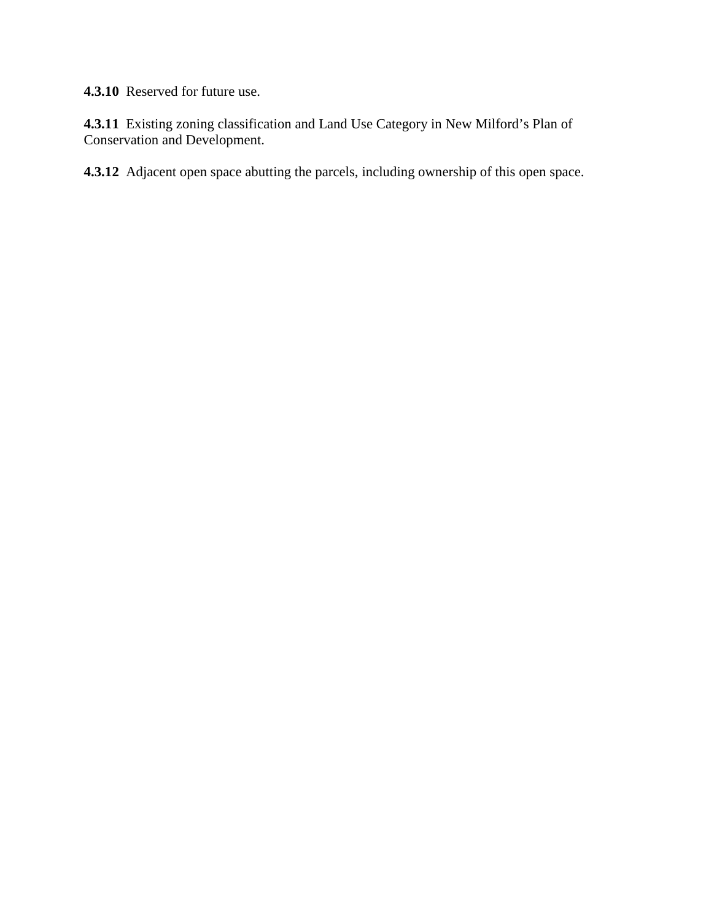**4.3.10** Reserved for future use.

**4.3.11** Existing zoning classification and Land Use Category in New Milford's Plan of Conservation and Development.

**4.3.12** Adjacent open space abutting the parcels, including ownership of this open space.